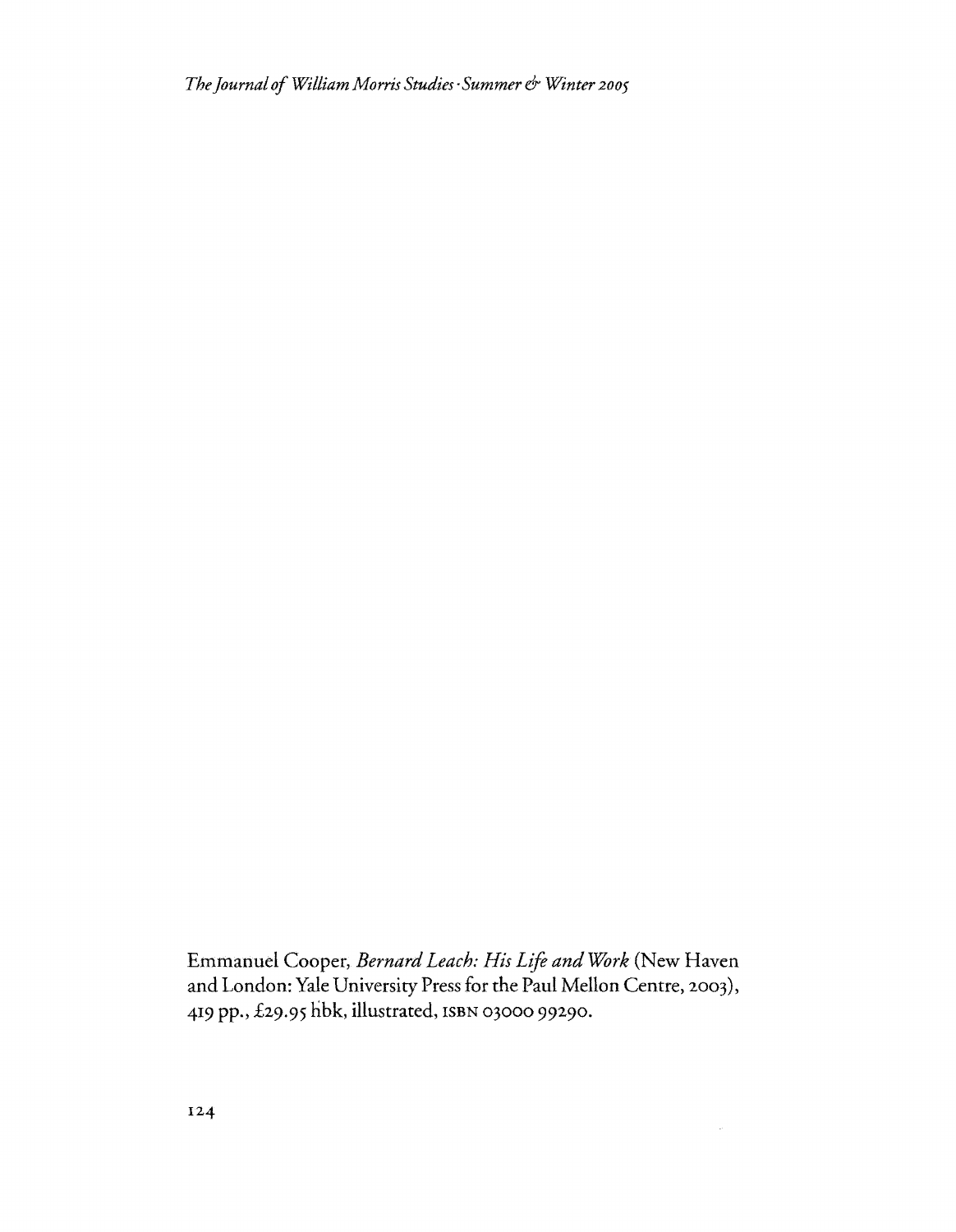Emmanuel Cooper, *Bernard Leach: His Life and Work* (New Haven and London: Yale University Press for the Paul Mellon Centre, 2003), 419 pp., £29.95 hbk, illustrated, ISBN 03000 99290.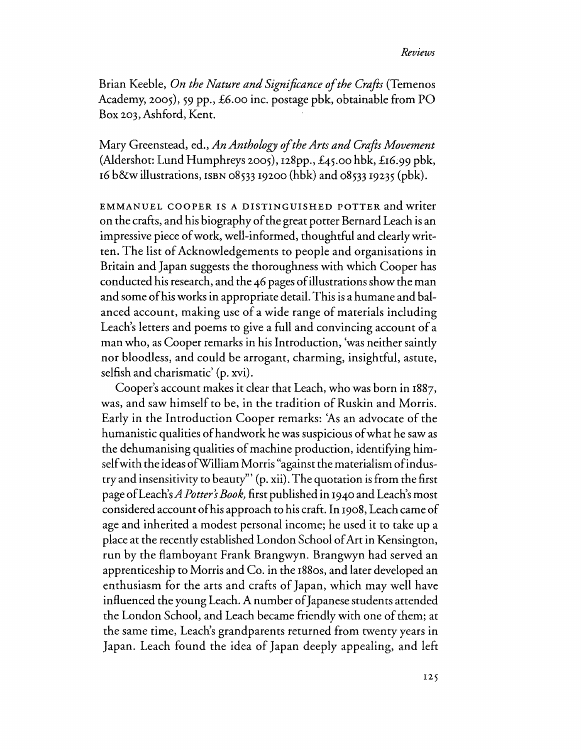Brian Keeble, *On the Nature and Significance of the Crafts* (Temenos Academy, 2005), 59 pp., £6.00 inc. postage pbk, obtainable from PO Box 203, Ashford, Kent.

Mary Greenstead, ed., *An Anthology of the Arts and Crafts Movement* (Aldershot: Lund Humphreys 2005), 128pp., £45.00 hbk, £16.99 pbk, 16 b&w illustrations, ISBN 08533 19200 (hbk) and 08533 19235 (pbk).

EMMANUEL COOPER IS A DISTINGUISHED POTTER and writer on the crafts, and his biography of the great potter Bernard Leach is an impressive piece of work, well-informed, thoughtful and clearly written. The list of Acknowledgements to people and organisations in Britain and Japan suggests the thoroughness with which Cooper has conducted his research, and the 46 pages of illustrations show the man and some of his works in appropriate detail. This is a humane and balanced account, making use of a wide range of materials including Leach's letters and poems to give a full and convincing account of a man who, as Cooper remarks in his Introduction, 'was neither saintly nor bloodless, and could be arrogant, charming, insightful, astute, selfish and charismatic' (p. xvi).

Cooper's account makes it clear that Leach, who was born in 1887, was, and saw himself to be, in the tradition of Ruskin and Morris. Early in the Introduction Cooper remarks: 'As an advocate of the humanistic qualities of handwork he was suspicious of what he saw as the dehumanising qualities of machine production, identifying himself with the ideas of William Morris "against the materialism of industry and insensitivity to beauty"' (p. xii). The quotation is from the first page of Leach's *A Potter's Book*, first published in 1940 and Leach's most considered account of his approach to his craft. In 1908, Leach came of age and inherited a modest personal income; he used it to take up a place at the recently established London School of Art in Kensington, run by the flamboyant Frank Brangwyn. Brangwyn had served an apprenticeship to Morris and Co. in the 1880s, and later developed an enthusiasm for the arts and crafts of Japan, which may well have influenced the young Leach. A number of Japanese students attended the London School, and Leach became friendly with one of them; at the same time, Leach's grandparents returned from twenty years in Japan. Leach found the idea of Japan deeply appealing, and left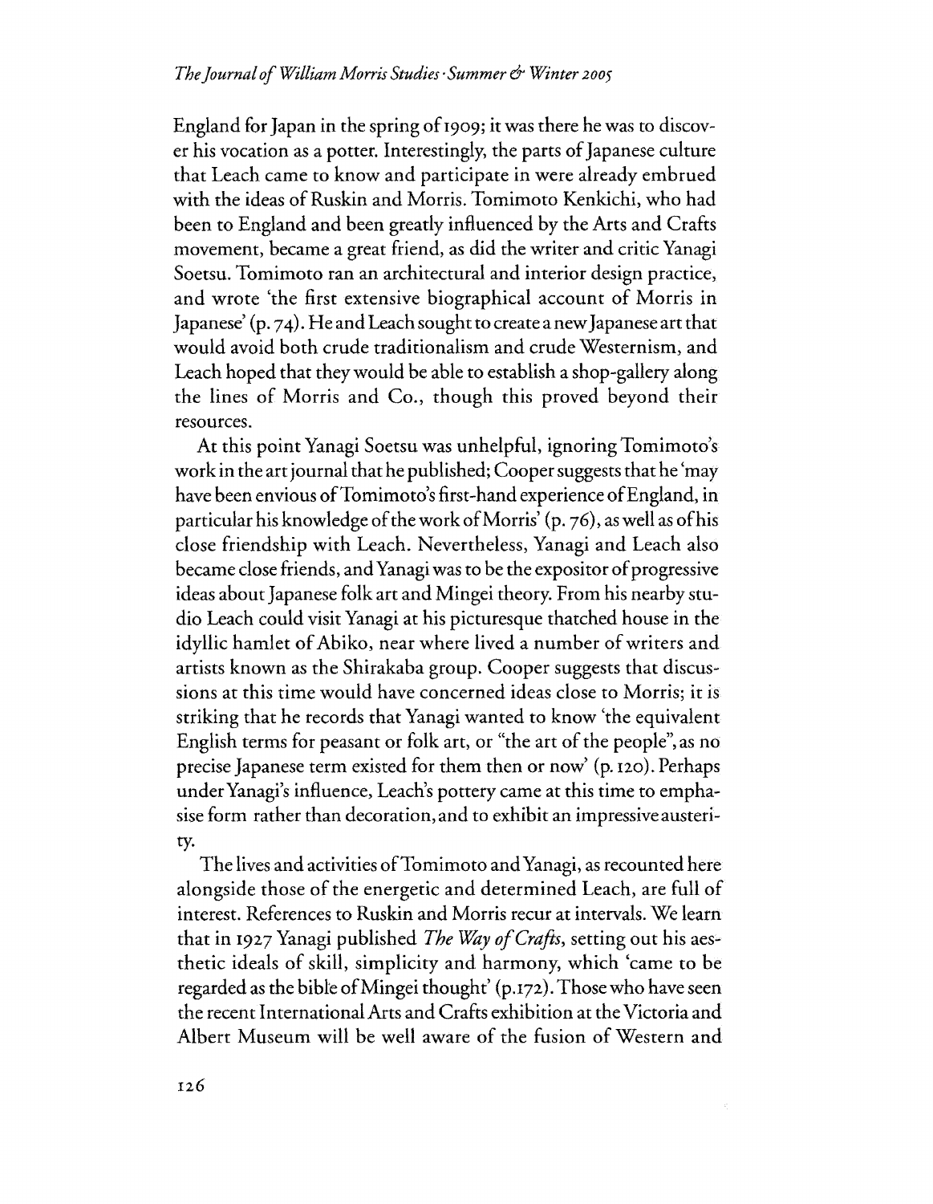England for Japan in the spring of 1909; it was there he was to discover his vocation as a potter. Interestingly, the parts of Japanese culture that Leach came to know and participate in were already embrued with the ideas of Ruskin and Morris. Tomimoto Kenkichi, who had been to England and been greatly influenced by the Arts and Crafts movement, became a great friend, as did the writer and critic Yanagi Soetsu. Tomimoto ran an architectural and interior design practice, and wrote 'the first extensive biographical account of Morris in Japanese' (p. 74). He and Leach sought to create a new Japanese art that would avoid both crude traditionalism and crude Westernism, and Leach hoped that they would be able to establish a shop-gallery along the lines of Morris and Co., though this proved beyond their resources.

At this point Yanagi Soetsu was unhelpful, ignoring Tomimoto's work in the art journal that he published; Cooper suggests that he 'may have been envious of Tomimoto's first-hand experience of England, in particular his knowledge of the work of Morris' (p. 76), as well as of his close friendship with Leach. Nevertheless, Yanagi and Leach also became close friends, and Yanagi was to be the expositor of progressive ideas about Japanese folk art and Mingei theory. From his nearby studio Leach could visit Yanagi at his picturesque thatched house in the idyllic hamlet of Abiko, near where lived a number of writers and artists known as the Shirakaba group. Cooper suggests that discussions at this time would have concerned ideas close to Morris; it is striking that he records that Yanagi wanted to know 'the equivalent English terms for peasant or folk art, or "the art of the people", as no precise Japanese term existed for them then or now' (p. 120). Perhaps under Yanagi's influence, Leach's pottery came at this time to emphasise form rather than decoration, and to exhibit an impressive austerity.

The lives and activities of Tomimoto and Yanagi, as recounted here alongside those of the energetic and determined Leach, are full of interest. References to Ruskin and Morris recur at intervals. We learn that in 1927 Yanagi published *The Way of Crafts*, setting out his aesthetic ideals of skill, simplicity and harmony, which 'came to be regarded as the bible of Mingei thought' (p.172). Those who have seen the recent International Arts and Crafts exhibition at the Victoria and Albert Museum will be well aware of the fusion of Western and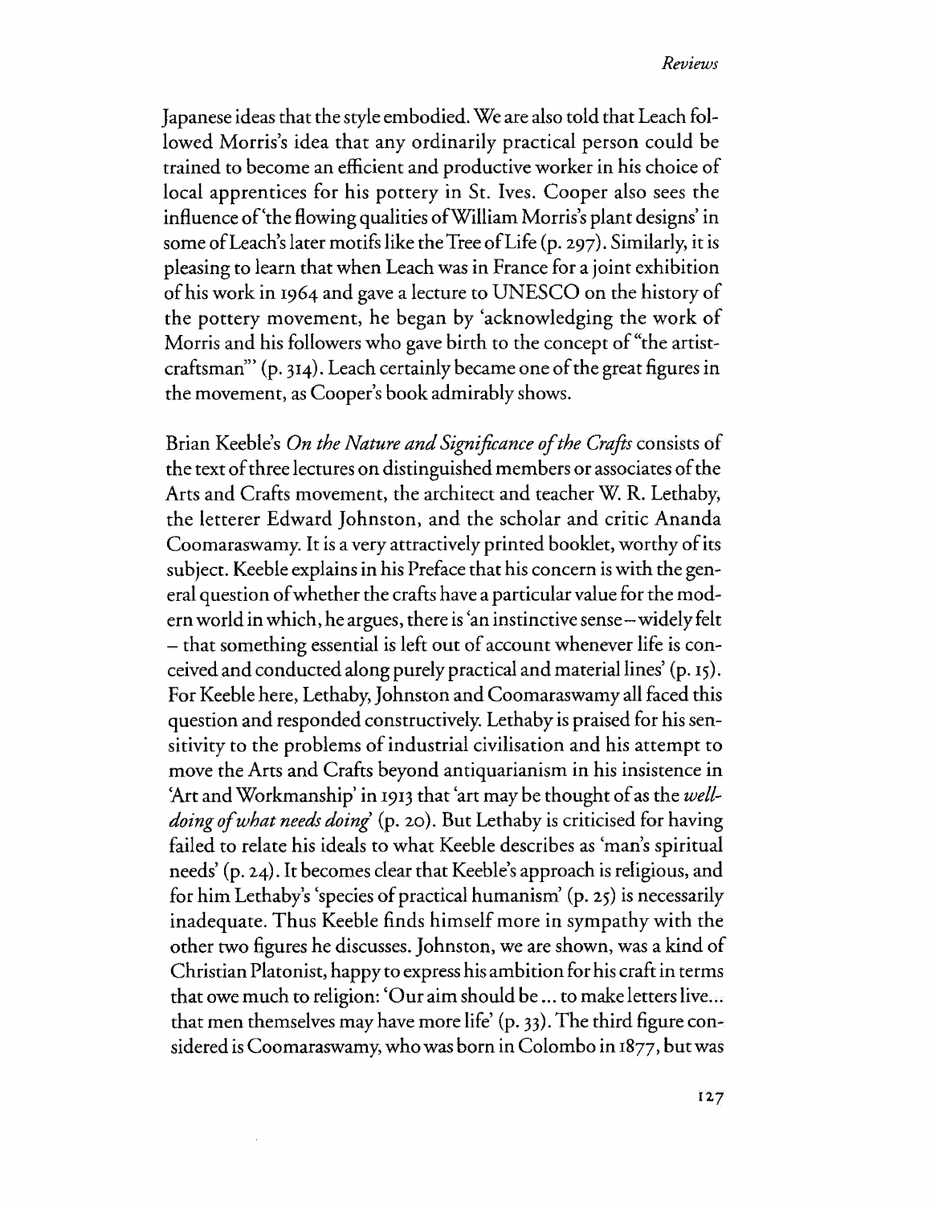Japanese ideas that the style embodied. We are also told that Leach followed Morris's idea that any ordinarily practical person could be trained to become an efficient and productive worker in his choice of local apprentices for his pottery in St. Ives. Cooper also sees the influence of 'the flowing qualities of William Morris's plant designs' in some of Leach's later motifs like the Tree of Life (p. 297). Similarly, it is pleasing to learn that when Leach was in France for a joint exhibition of his work in 1964 and gave a lecture to UNESCO on the history of the pottery movement, he began by 'acknowledging the work of Morris and his followers who gave birth to the concept of "the artist-craftsman"' (p. 314). Leach certainly became one of the great figures in the movement, as Cooper's book admirably shows.

Brian Keeble's *On the Nature and Significance of the Crafts* consists of the text of three lectures on distinguished members or associates of the Arts and Crafts movement, the architect and teacher W. R. Lethaby, the letterer Edward Johnston, and the scholar and critic Ananda Coomaraswamy. It is a very attractively printed booklet, worthy of its subject. Keeble explains in his Preface that his concern is with the general question of whether the crafts have a particular value for the modern world in which, he argues, there is 'an instinctive sense – widely felt – that something essential is left out of account whenever life is conceived and conducted along purely practical and material lines' (p. 15). For Keeble here, Lethaby, Johnston and Coomaraswamy all faced this question and responded constructively. Lethaby is praised for his sensitivity to the problems of industrial civilisation and his attempt to move the Arts and Crafts beyond antiquarianism in his insistence in 'Art and Workmanship' in 1913 that 'art may be thought of as the *well-doing of what needs doing*' (p. 20). But Lethaby is criticised for having failed to relate his ideals to what Keeble describes as 'man's spiritual needs' (p. 24). It becomes clear that Keeble's approach is religious, and for him Lethaby's 'species of practical humanism' (p. 25) is necessarily inadequate. Thus Keeble finds himself more in sympathy with the other two figures he discusses. Johnston, we are shown, was a kind of Christian Platonist, happy to express his ambition for his craft in terms that owe much to religion: 'Our aim should be ... to make letters live... that men themselves may have more life' (p. 33). The third figure considered is Coomaraswamy, who was born in Colombo in 1877, but was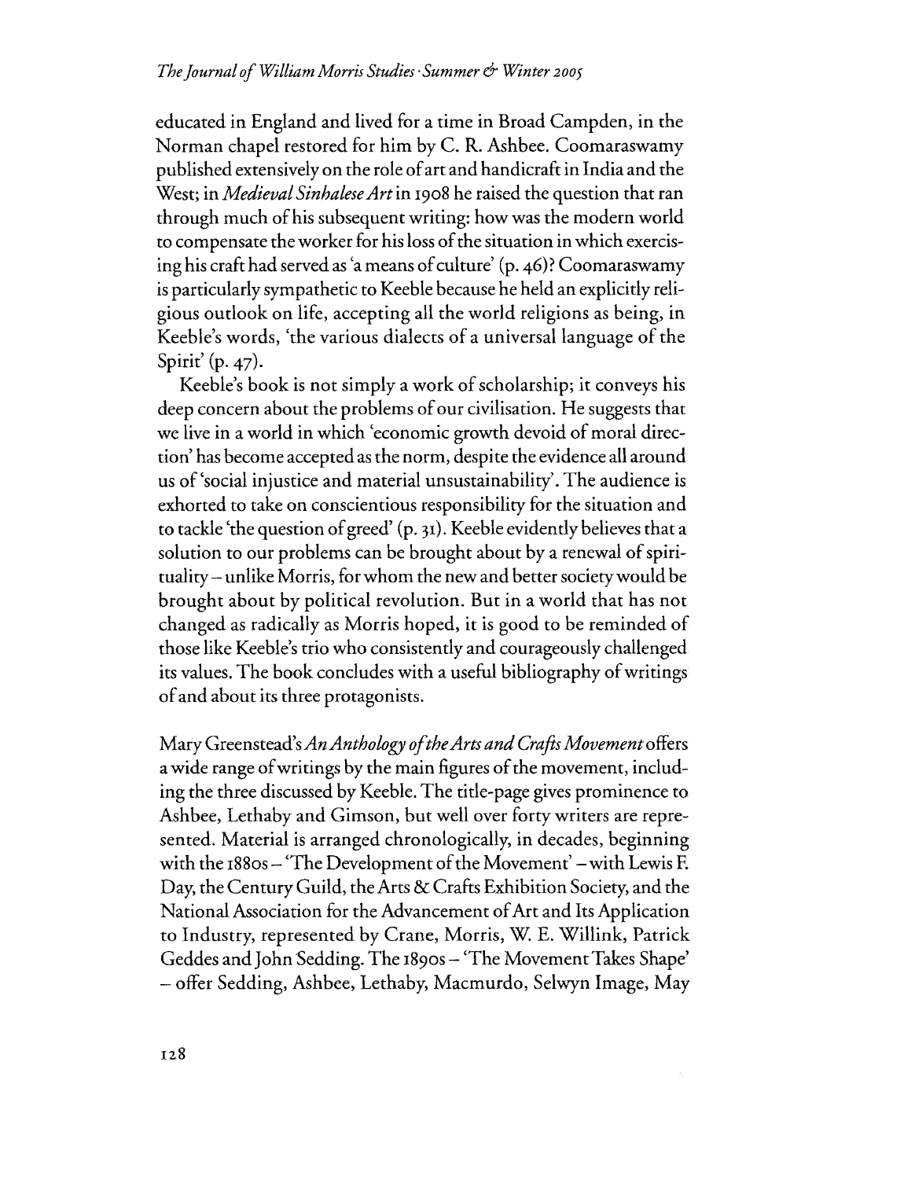educated in England and lived for a time in Broad Campden, in the Norman chapel restored for him by C. R. Ashbee. Coomaraswamy published extensively on the role of art and handicraft in India and the West; in *Medieval Sinhalese Art* in 1908 he raised the question that ran through much of his subsequent writing: how was the modern world to compensate the worker for his loss of the situation in which exercising his craft had served as 'a means of culture' (p. 46)? Coomaraswamy is particularly sympathetic to Keeble because he held an explicitly religious outlook on life, accepting all the world religions as being, in Keeble's words, 'the various dialects of a universal language of the Spirit' (p. 47).

Keeble's book is not simply a work of scholarship; it conveys his deep concern about the problems of our civilisation. He suggests that we live in a world in which 'economic growth devoid of moral direction' has become accepted as the norm, despite the evidence all around us of 'social injustice and material unsustainability'. The audience is exhorted to take on conscientious responsibility for the situation and to tackle 'the question of greed' (p. 31). Keeble evidently believes that a solution to our problems can be brought about by a renewal of spirituality – unlike Morris, for whom the new and better society would be brought about by political revolution. But in a world that has not changed as radically as Morris hoped, it is good to be reminded of those like Keeble's trio who consistently and courageously challenged its values. The book concludes with a useful bibliography of writings of and about its three protagonists.

Mary Greenstead's *An Anthology of the Arts and Crafts Movement* offers a wide range of writings by the main figures of the movement, including the three discussed by Keeble. The title-page gives prominence to Ashbee, Lethaby and Gimson, but well over forty writers are represented. Material is arranged chronologically, in decades, beginning with the 1880s – 'The Development of the Movement' – with Lewis F. Day, the Century Guild, the Arts & Crafts Exhibition Society, and the National Association for the Advancement of Art and Its Application to Industry, represented by Crane, Morris, W. E. Willink, Patrick Geddes and John Sedding. The 1890s – 'The Movement Takes Shape' – offer Sedding, Ashbee, Lethaby, Macmurdo, Selwyn Image, May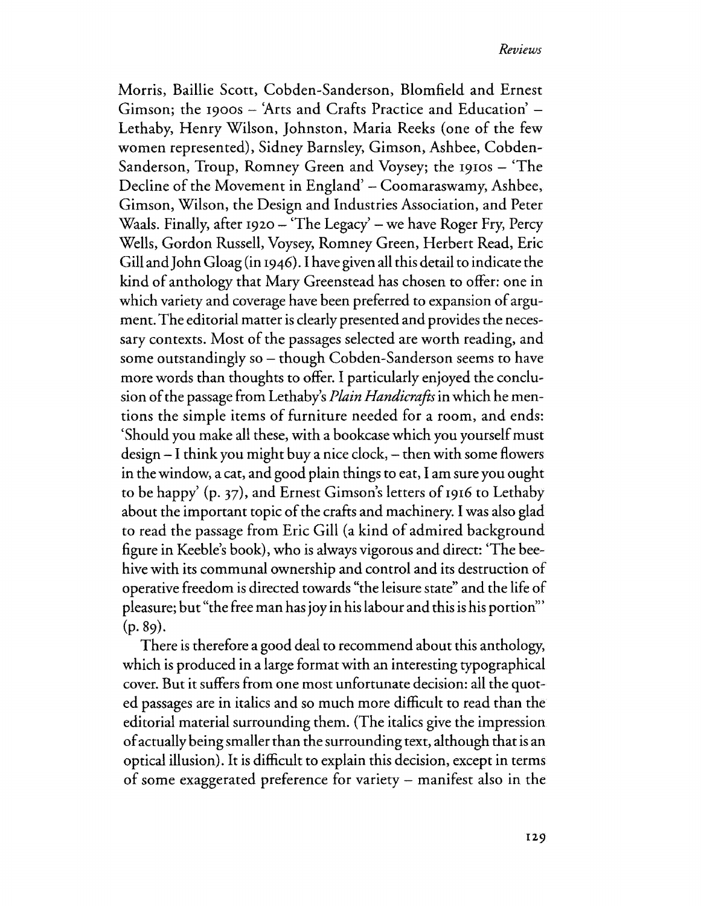Morris, Baillie Scott, Cobden-Sanderson, Blomfield and Ernest Gimson; the 1900s – 'Arts and Crafts Practice and Education' – Lethaby, Henry Wilson, Johnston, Maria Reeks (one of the few women represented), Sidney Barnsley, Gimson, Ashbee, Cobden-Sanderson, Troup, Romney Green and Voysey; the 1910s – 'The Decline of the Movement in England' – Coomaraswamy, Ashbee, Gimson, Wilson, the Design and Industries Association, and Peter Waals. Finally, after 1920 – 'The Legacy' – we have Roger Fry, Percy Wells, Gordon Russell, Voysey, Romney Green, Herbert Read, Eric Gill and John Gloag (in 1946). I have given all this detail to indicate the kind of anthology that Mary Greenstead has chosen to offer: one in which variety and coverage have been preferred to expansion of argument. The editorial matter is clearly presented and provides the necessary contexts. Most of the passages selected are worth reading, and some outstandingly so – though Cobden-Sanderson seems to have more words than thoughts to offer. I particularly enjoyed the conclusion of the passage from Lethaby's *Plain Handicrafts* in which he mentions the simple items of furniture needed for a room, and ends: 'Should you make all these, with a bookcase which you yourself must design – I think you might buy a nice clock, – then with some flowers in the window, a cat, and good plain things to eat, I am sure you ought to be happy' (p. 37), and Ernest Gimson's letters of 1916 to Lethaby about the important topic of the crafts and machinery. I was also glad to read the passage from Eric Gill (a kind of admired background figure in Keeble's book), who is always vigorous and direct: 'The beehive with its communal ownership and control and its destruction of operative freedom is directed towards "the leisure state" and the life of pleasure; but "the free man has joy in his labour and this is his portion"' (p. 89).

There is therefore a good deal to recommend about this anthology, which is produced in a large format with an interesting typographical cover. But it suffers from one most unfortunate decision: all the quoted passages are in italics and so much more difficult to read than the editorial material surrounding them. (The italics give the impression of actually being smaller than the surrounding text, although that is an optical illusion). It is difficult to explain this decision, except in terms of some exaggerated preference for variety – manifest also in the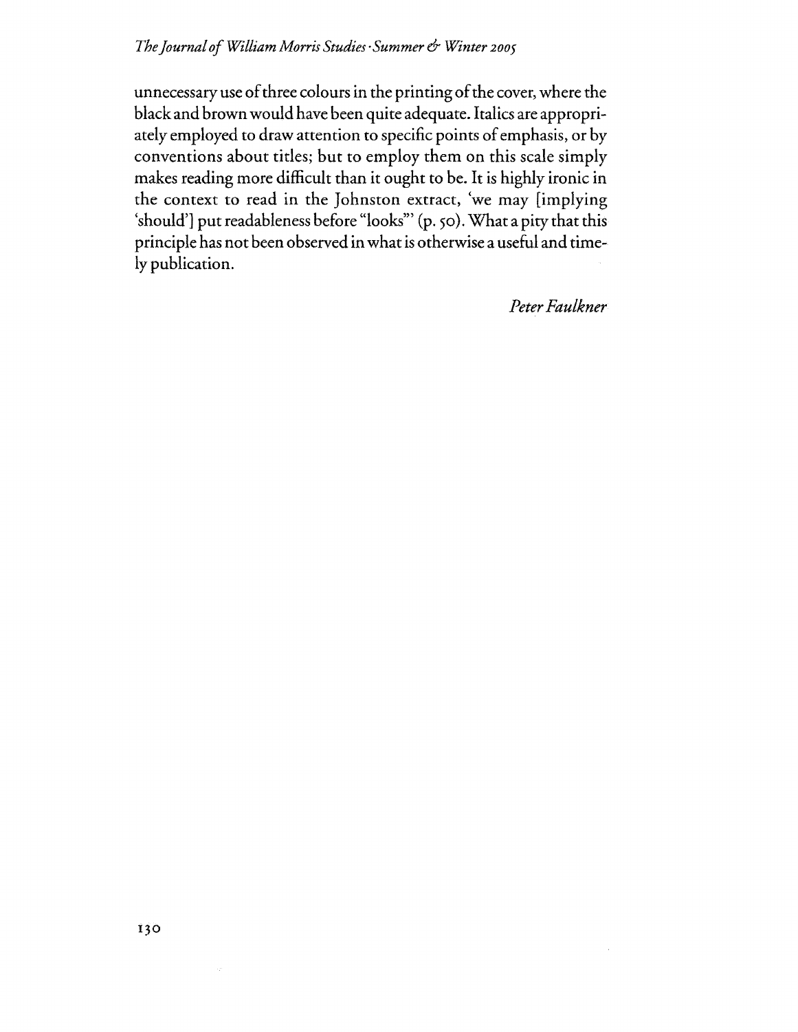unnecessary use of three colours in the printing of the cover, where the black and brown would have been quite adequate. Italics are appropriately employed to draw attention to specific points of emphasis, or by conventions about titles; but to employ them on this scale simply makes reading more difficult than it ought to be. It is highly ironic in the context to read in the Johnston extract, 'we may [implying 'should'] put readableness before "looks"' (p. 50). What a pity that this principle has not been observed in what is otherwise a useful and timely publication.

*Peter Faulkner*